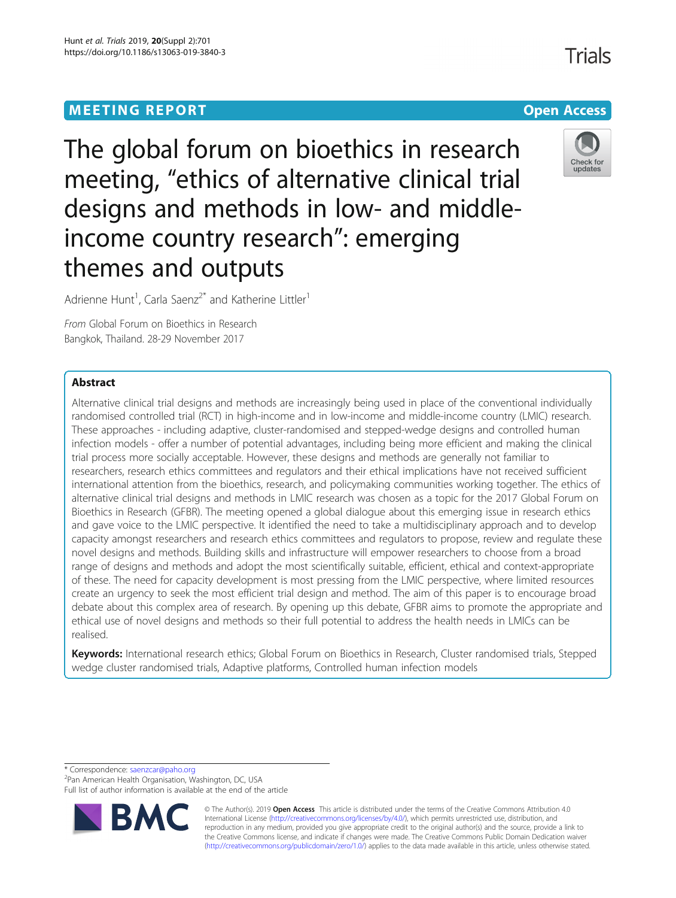MEETING REPORT

Open Access

# The global forum on bioethics in research meeting, "ethics of alternative clinical trial designs and methods in low- and middle-income country research": emerging themes and outputs

Adrienne Hunt[1], Carla Saenz[2*] and Katherine Littler[1]

*From* Global Forum on Bioethics in Research
Bangkok, Thailand. 28-29 November 2017

## Abstract

Alternative clinical trial designs and methods are increasingly being used in place of the conventional individually randomised controlled trial (RCT) in high-income and in low-income and middle-income country (LMIC) research. These approaches - including adaptive, cluster-randomised and stepped-wedge designs and controlled human infection models - offer a number of potential advantages, including being more efficient and making the clinical trial process more socially acceptable. However, these designs and methods are generally not familiar to researchers, research ethics committees and regulators and their ethical implications have not received sufficient international attention from the bioethics, research, and policymaking communities working together. The ethics of alternative clinical trial designs and methods in LMIC research was chosen as a topic for the 2017 Global Forum on Bioethics in Research (GFBR). The meeting opened a global dialogue about this emerging issue in research ethics and gave voice to the LMIC perspective. It identified the need to take a multidisciplinary approach and to develop capacity amongst researchers and research ethics committees and regulators to propose, review and regulate these novel designs and methods. Building skills and infrastructure will empower researchers to choose from a broad range of designs and methods and adopt the most scientifically suitable, efficient, ethical and context-appropriate of these. The need for capacity development is most pressing from the LMIC perspective, where limited resources create an urgency to seek the most efficient trial design and method. The aim of this paper is to encourage broad debate about this complex area of research. By opening up this debate, GFBR aims to promote the appropriate and ethical use of novel designs and methods so their full potential to address the health needs in LMICs can be realised.

**Keywords:** International research ethics; Global Forum on Bioethics in Research, Cluster randomised trials, Stepped wedge cluster randomised trials, Adaptive platforms, Controlled human infection models

\* Correspondence: saenzcar@paho.org
[2]Pan American Health Organisation, Washington, DC, USA
Full list of author information is available at the end of the article

© The Author(s). 2019 **Open Access** This article is distributed under the terms of the Creative Commons Attribution 4.0 International License (http://creativecommons.org/licenses/by/4.0/), which permits unrestricted use, distribution, and reproduction in any medium, provided you give appropriate credit to the original author(s) and the source, provide a link to the Creative Commons license, and indicate if changes were made. The Creative Commons Public Domain Dedication waiver (http://creativecommons.org/publicdomain/zero/1.0/) applies to the data made available in this article, unless otherwise stated.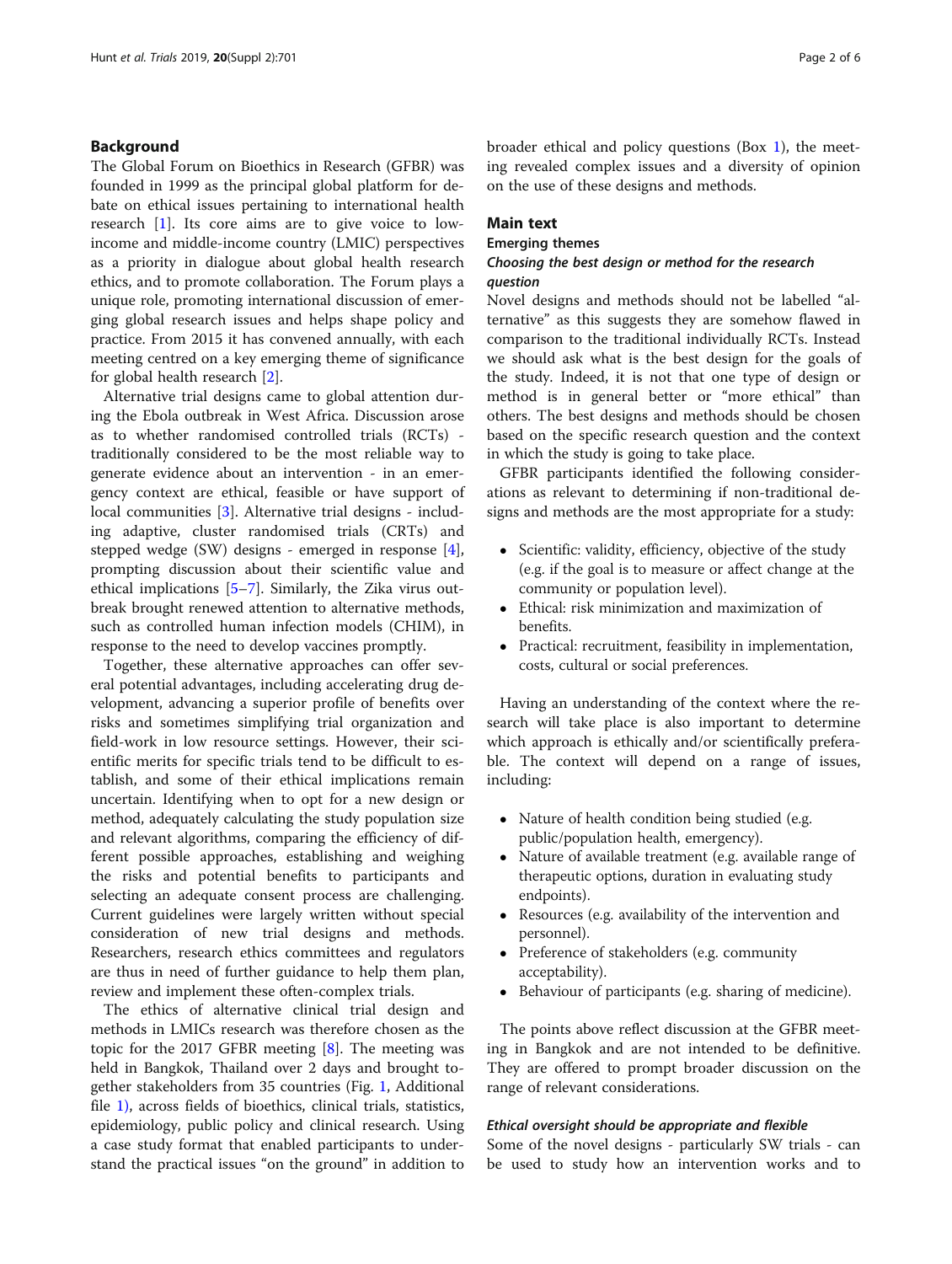## Background

The Global Forum on Bioethics in Research (GFBR) was founded in 1999 as the principal global platform for debate on ethical issues pertaining to international health research [1]. Its core aims are to give voice to low-income and middle-income country (LMIC) perspectives as a priority in dialogue about global health research ethics, and to promote collaboration. The Forum plays a unique role, promoting international discussion of emerging global research issues and helps shape policy and practice. From 2015 it has convened annually, with each meeting centred on a key emerging theme of significance for global health research [2].

Alternative trial designs came to global attention during the Ebola outbreak in West Africa. Discussion arose as to whether randomised controlled trials (RCTs) - traditionally considered to be the most reliable way to generate evidence about an intervention - in an emergency context are ethical, feasible or have support of local communities [3]. Alternative trial designs - including adaptive, cluster randomised trials (CRTs) and stepped wedge (SW) designs - emerged in response [4], prompting discussion about their scientific value and ethical implications [5–7]. Similarly, the Zika virus outbreak brought renewed attention to alternative methods, such as controlled human infection models (CHIM), in response to the need to develop vaccines promptly.

Together, these alternative approaches can offer several potential advantages, including accelerating drug development, advancing a superior profile of benefits over risks and sometimes simplifying trial organization and field-work in low resource settings. However, their scientific merits for specific trials tend to be difficult to establish, and some of their ethical implications remain uncertain. Identifying when to opt for a new design or method, adequately calculating the study population size and relevant algorithms, comparing the efficiency of different possible approaches, establishing and weighing the risks and potential benefits to participants and selecting an adequate consent process are challenging. Current guidelines were largely written without special consideration of new trial designs and methods. Researchers, research ethics committees and regulators are thus in need of further guidance to help them plan, review and implement these often-complex trials.

The ethics of alternative clinical trial design and methods in LMICs research was therefore chosen as the topic for the 2017 GFBR meeting [8]. The meeting was held in Bangkok, Thailand over 2 days and brought together stakeholders from 35 countries (Fig. 1, Additional file 1), across fields of bioethics, clinical trials, statistics, epidemiology, public policy and clinical research. Using a case study format that enabled participants to understand the practical issues "on the ground" in addition to broader ethical and policy questions (Box 1), the meeting revealed complex issues and a diversity of opinion on the use of these designs and methods.

## Main text

### Emerging themes

#### *Choosing the best design or method for the research question*

Novel designs and methods should not be labelled "alternative" as this suggests they are somehow flawed in comparison to the traditional individually RCTs. Instead we should ask what is the best design for the goals of the study. Indeed, it is not that one type of design or method is in general better or "more ethical" than others. The best designs and methods should be chosen based on the specific research question and the context in which the study is going to take place.

GFBR participants identified the following considerations as relevant to determining if non-traditional designs and methods are the most appropriate for a study:

- Scientific: validity, efficiency, objective of the study (e.g. if the goal is to measure or affect change at the community or population level).
- Ethical: risk minimization and maximization of benefits.
- Practical: recruitment, feasibility in implementation, costs, cultural or social preferences.

Having an understanding of the context where the research will take place is also important to determine which approach is ethically and/or scientifically preferable. The context will depend on a range of issues, including:

- Nature of health condition being studied (e.g. public/population health, emergency).
- Nature of available treatment (e.g. available range of therapeutic options, duration in evaluating study endpoints).
- Resources (e.g. availability of the intervention and personnel).
- Preference of stakeholders (e.g. community acceptability).
- Behaviour of participants (e.g. sharing of medicine).

The points above reflect discussion at the GFBR meeting in Bangkok and are not intended to be definitive. They are offered to prompt broader discussion on the range of relevant considerations.

#### *Ethical oversight should be appropriate and flexible*

Some of the novel designs - particularly SW trials - can be used to study how an intervention works and to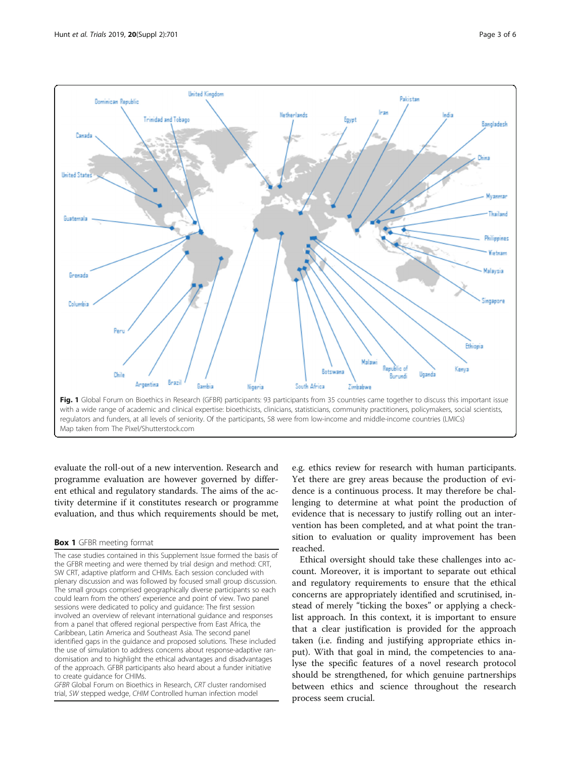Dominican Republic
United Kingdom
Trinidad and Tobago
Netherlands
Egypt
Iran
Pakistan
India
Bangladesh
China
Canada
United States
Myanmar
Thailand
Guatemala
Philippines
Vietnam
Malaysia
Grenada
Singapore
Columbia
Peru
Ethiopia
Malawi
Kenya
Chile
Botswana
Republic of Burundi
Uganda
Argentina
Brazil
Gambia
Nigeria
South Africa
Zimbabwe

**Fig. 1** Global Forum on Bioethics in Research (GFBR) participants: 93 participants from 35 countries came together to discuss this important issue with a wide range of academic and clinical expertise: bioethicists, clinicians, statisticians, community practitioners, policymakers, social scientists, regulators and funders, at all levels of seniority. Of the participants, 58 were from low-income and middle-income countries (LMICs)
Map taken from The Pixel/Shutterstock.com

evaluate the roll-out of a new intervention. Research and programme evaluation are however governed by different ethical and regulatory standards. The aims of the activity determine if it constitutes research or programme evaluation, and thus which requirements should be met, e.g. ethics review for research with human participants. Yet there are grey areas because the production of evidence is a continuous process. It may therefore be challenging to determine at what point the production of evidence that is necessary to justify rolling out an intervention has been completed, and at what point the transition to evaluation or quality improvement has been reached.

Ethical oversight should take these challenges into account. Moreover, it is important to separate out ethical and regulatory requirements to ensure that the ethical concerns are appropriately identified and scrutinised, instead of merely "ticking the boxes" or applying a checklist approach. In this context, it is important to ensure that a clear justification is provided for the approach taken (i.e. finding and justifying appropriate ethics input). With that goal in mind, the competencies to analyse the specific features of a novel research protocol should be strengthened, for which genuine partnerships between ethics and science throughout the research process seem crucial.

**Box 1** GFBR meeting format

The case studies contained in this Supplement Issue formed the basis of the GFBR meeting and were themed by trial design and method: CRT, SW CRT, adaptive platform and CHIMs. Each session concluded with plenary discussion and was followed by focused small group discussion. The small groups comprised geographically diverse participants so each could learn from the others' experience and point of view. Two panel sessions were dedicated to policy and guidance: The first session involved an overview of relevant international guidance and responses from a panel that offered regional perspective from East Africa, the Caribbean, Latin America and Southeast Asia. The second panel identified gaps in the guidance and proposed solutions. These included the use of simulation to address concerns about response-adaptive randomisation and to highlight the ethical advantages and disadvantages of the approach. GFBR participants also heard about a funder initiative to create guidance for CHIMs.

*GFBR* Global Forum on Bioethics in Research, *CRT* cluster randomised trial, *SW* stepped wedge, *CHIM* Controlled human infection model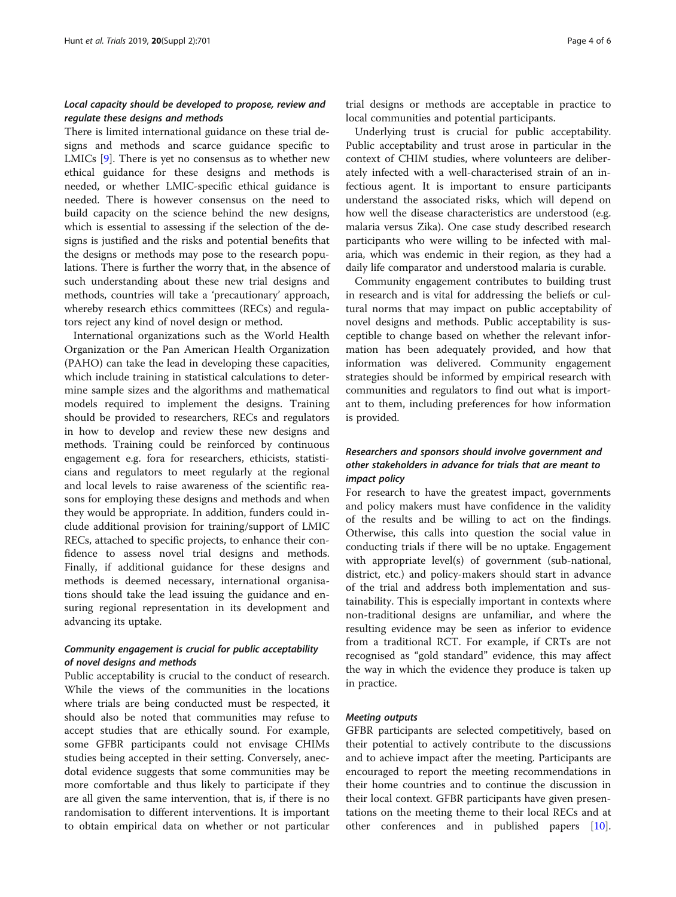### *Local capacity should be developed to propose, review and regulate these designs and methods*

There is limited international guidance on these trial designs and methods and scarce guidance specific to LMICs [9]. There is yet no consensus as to whether new ethical guidance for these designs and methods is needed, or whether LMIC-specific ethical guidance is needed. There is however consensus on the need to build capacity on the science behind the new designs, which is essential to assessing if the selection of the designs is justified and the risks and potential benefits that the designs or methods may pose to the research populations. There is further the worry that, in the absence of such understanding about these new trial designs and methods, countries will take a 'precautionary' approach, whereby research ethics committees (RECs) and regulators reject any kind of novel design or method.

International organizations such as the World Health Organization or the Pan American Health Organization (PAHO) can take the lead in developing these capacities, which include training in statistical calculations to determine sample sizes and the algorithms and mathematical models required to implement the designs. Training should be provided to researchers, RECs and regulators in how to develop and review these new designs and methods. Training could be reinforced by continuous engagement e.g. fora for researchers, ethicists, statisticians and regulators to meet regularly at the regional and local levels to raise awareness of the scientific reasons for employing these designs and methods and when they would be appropriate. In addition, funders could include additional provision for training/support of LMIC RECs, attached to specific projects, to enhance their confidence to assess novel trial designs and methods. Finally, if additional guidance for these designs and methods is deemed necessary, international organisations should take the lead issuing the guidance and ensuring regional representation in its development and advancing its uptake.

### *Community engagement is crucial for public acceptability of novel designs and methods*

Public acceptability is crucial to the conduct of research. While the views of the communities in the locations where trials are being conducted must be respected, it should also be noted that communities may refuse to accept studies that are ethically sound. For example, some GFBR participants could not envisage CHIMs studies being accepted in their setting. Conversely, anecdotal evidence suggests that some communities may be more comfortable and thus likely to participate if they are all given the same intervention, that is, if there is no randomisation to different interventions. It is important to obtain empirical data on whether or not particular trial designs or methods are acceptable in practice to local communities and potential participants.

Underlying trust is crucial for public acceptability. Public acceptability and trust arose in particular in the context of CHIM studies, where volunteers are deliberately infected with a well-characterised strain of an infectious agent. It is important to ensure participants understand the associated risks, which will depend on how well the disease characteristics are understood (e.g. malaria versus Zika). One case study described research participants who were willing to be infected with malaria, which was endemic in their region, as they had a daily life comparator and understood malaria is curable.

Community engagement contributes to building trust in research and is vital for addressing the beliefs or cultural norms that may impact on public acceptability of novel designs and methods. Public acceptability is susceptible to change based on whether the relevant information has been adequately provided, and how that information was delivered. Community engagement strategies should be informed by empirical research with communities and regulators to find out what is important to them, including preferences for how information is provided.

### *Researchers and sponsors should involve government and other stakeholders in advance for trials that are meant to impact policy*

For research to have the greatest impact, governments and policy makers must have confidence in the validity of the results and be willing to act on the findings. Otherwise, this calls into question the social value in conducting trials if there will be no uptake. Engagement with appropriate level(s) of government (sub-national, district, etc.) and policy-makers should start in advance of the trial and address both implementation and sustainability. This is especially important in contexts where non-traditional designs are unfamiliar, and where the resulting evidence may be seen as inferior to evidence from a traditional RCT. For example, if CRTs are not recognised as "gold standard" evidence, this may affect the way in which the evidence they produce is taken up in practice.

### *Meeting outputs*

GFBR participants are selected competitively, based on their potential to actively contribute to the discussions and to achieve impact after the meeting. Participants are encouraged to report the meeting recommendations in their home countries and to continue the discussion in their local context. GFBR participants have given presentations on the meeting theme to their local RECs and at other conferences and in published papers [10].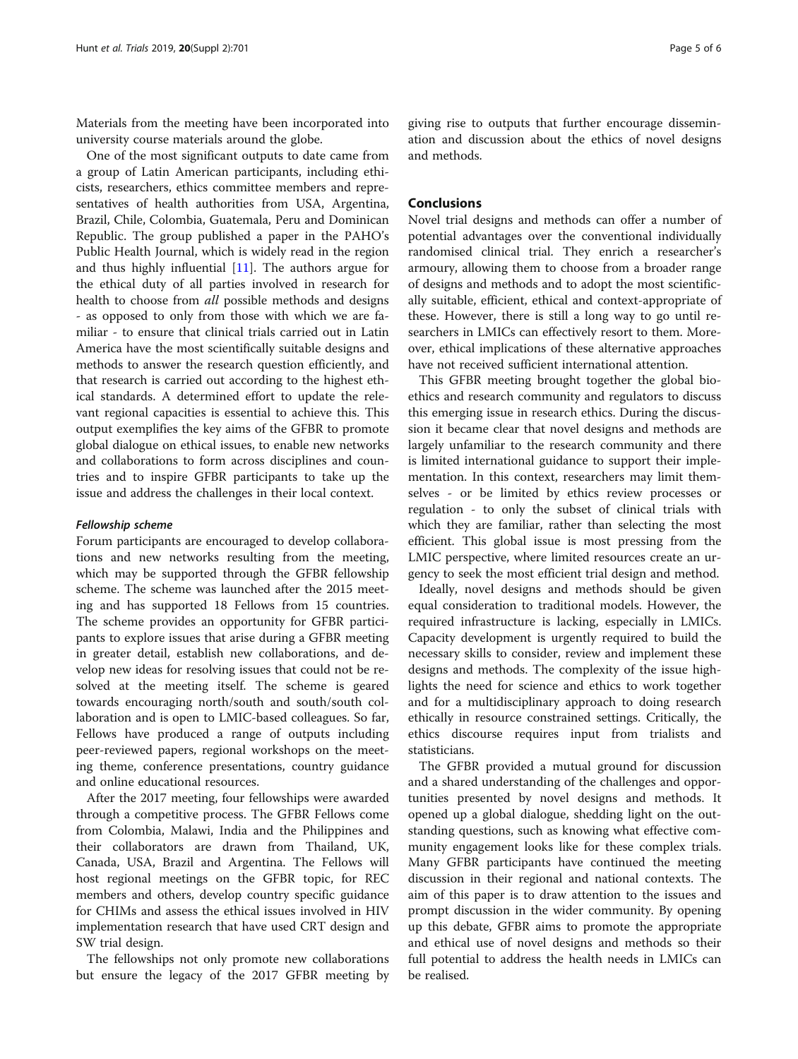Materials from the meeting have been incorporated into university course materials around the globe.

One of the most significant outputs to date came from a group of Latin American participants, including ethicists, researchers, ethics committee members and representatives of health authorities from USA, Argentina, Brazil, Chile, Colombia, Guatemala, Peru and Dominican Republic. The group published a paper in the PAHO's Public Health Journal, which is widely read in the region and thus highly influential [11]. The authors argue for the ethical duty of all parties involved in research for health to choose from *all* possible methods and designs - as opposed to only from those with which we are familiar - to ensure that clinical trials carried out in Latin America have the most scientifically suitable designs and methods to answer the research question efficiently, and that research is carried out according to the highest ethical standards. A determined effort to update the relevant regional capacities is essential to achieve this. This output exemplifies the key aims of the GFBR to promote global dialogue on ethical issues, to enable new networks and collaborations to form across disciplines and countries and to inspire GFBR participants to take up the issue and address the challenges in their local context.

#### Fellowship scheme

Forum participants are encouraged to develop collaborations and new networks resulting from the meeting, which may be supported through the GFBR fellowship scheme. The scheme was launched after the 2015 meeting and has supported 18 Fellows from 15 countries. The scheme provides an opportunity for GFBR participants to explore issues that arise during a GFBR meeting in greater detail, establish new collaborations, and develop new ideas for resolving issues that could not be resolved at the meeting itself. The scheme is geared towards encouraging north/south and south/south collaboration and is open to LMIC-based colleagues. So far, Fellows have produced a range of outputs including peer-reviewed papers, regional workshops on the meeting theme, conference presentations, country guidance and online educational resources.

After the 2017 meeting, four fellowships were awarded through a competitive process. The GFBR Fellows come from Colombia, Malawi, India and the Philippines and their collaborators are drawn from Thailand, UK, Canada, USA, Brazil and Argentina. The Fellows will host regional meetings on the GFBR topic, for REC members and others, develop country specific guidance for CHIMs and assess the ethical issues involved in HIV implementation research that have used CRT design and SW trial design.

The fellowships not only promote new collaborations but ensure the legacy of the 2017 GFBR meeting by giving rise to outputs that further encourage dissemination and discussion about the ethics of novel designs and methods.

## Conclusions

Novel trial designs and methods can offer a number of potential advantages over the conventional individually randomised clinical trial. They enrich a researcher's armoury, allowing them to choose from a broader range of designs and methods and to adopt the most scientifically suitable, efficient, ethical and context-appropriate of these. However, there is still a long way to go until researchers in LMICs can effectively resort to them. Moreover, ethical implications of these alternative approaches have not received sufficient international attention.

This GFBR meeting brought together the global bioethics and research community and regulators to discuss this emerging issue in research ethics. During the discussion it became clear that novel designs and methods are largely unfamiliar to the research community and there is limited international guidance to support their implementation. In this context, researchers may limit themselves - or be limited by ethics review processes or regulation - to only the subset of clinical trials with which they are familiar, rather than selecting the most efficient. This global issue is most pressing from the LMIC perspective, where limited resources create an urgency to seek the most efficient trial design and method.

Ideally, novel designs and methods should be given equal consideration to traditional models. However, the required infrastructure is lacking, especially in LMICs. Capacity development is urgently required to build the necessary skills to consider, review and implement these designs and methods. The complexity of the issue highlights the need for science and ethics to work together and for a multidisciplinary approach to doing research ethically in resource constrained settings. Critically, the ethics discourse requires input from trialists and statisticians.

The GFBR provided a mutual ground for discussion and a shared understanding of the challenges and opportunities presented by novel designs and methods. It opened up a global dialogue, shedding light on the outstanding questions, such as knowing what effective community engagement looks like for these complex trials. Many GFBR participants have continued the meeting discussion in their regional and national contexts. The aim of this paper is to draw attention to the issues and prompt discussion in the wider community. By opening up this debate, GFBR aims to promote the appropriate and ethical use of novel designs and methods so their full potential to address the health needs in LMICs can be realised.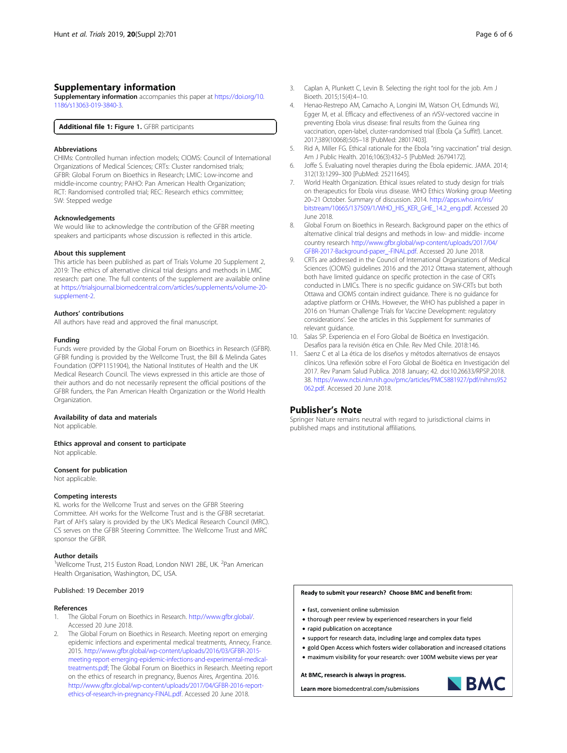## Supplementary information

**Supplementary information** accompanies this paper at https://doi.org/10.1186/s13063-019-3840-3.

**Additional file 1: Figure 1.** GFBR participants

### Abbreviations

CHIMs: Controlled human infection models; CIOMS: Council of International Organizations of Medical Sciences; CRTs: Cluster randomised trials; GFBR: Global Forum on Bioethics in Research; LMIC: Low-income and middle-income country; PAHO: Pan American Health Organization; RCT: Randomised controlled trial; REC: Research ethics committee; SW: Stepped wedge

### Acknowledgements

We would like to acknowledge the contribution of the GFBR meeting speakers and participants whose discussion is reflected in this article.

### About this supplement

This article has been published as part of Trials Volume 20 Supplement 2, 2019: The ethics of alternative clinical trial designs and methods in LMIC research: part one. The full contents of the supplement are available online at https://trialsjournal.biomedcentral.com/articles/supplements/volume-20-supplement-2.

### Authors' contributions

All authors have read and approved the final manuscript.

### Funding

Funds were provided by the Global Forum on Bioethics in Research (GFBR). GFBR funding is provided by the Wellcome Trust, the Bill & Melinda Gates Foundation (OPP1151904), the National Institutes of Health and the UK Medical Research Council. The views expressed in this article are those of their authors and do not necessarily represent the official positions of the GFBR funders, the Pan American Health Organization or the World Health Organization.

### Availability of data and materials

Not applicable.

### Ethics approval and consent to participate

Not applicable.

### Consent for publication

Not applicable.

### Competing interests

KL works for the Wellcome Trust and serves on the GFBR Steering Committee. AH works for the Wellcome Trust and is the GFBR secretariat. Part of AH's salary is provided by the UK's Medical Research Council (MRC). CS serves on the GFBR Steering Committee. The Wellcome Trust and MRC sponsor the GFBR.

### Author details

[1]Wellcome Trust, 215 Euston Road, London NW1 2BE, UK. [2]Pan American Health Organisation, Washington, DC, USA.

Published: 19 December 2019

### References

1. The Global Forum on Bioethics in Research. http://www.gfbr.global/. Accessed 20 June 2018.
2. The Global Forum on Bioethics in Research. Meeting report on emerging epidemic infections and experimental medical treatments, Annecy, France. 2015. http://www.gfbr.global/wp-content/uploads/2016/03/GFBR-2015-meeting-report-emerging-epidemic-infections-and-experimental-medical-treatments.pdf; The Global Forum on Bioethics in Research. Meeting report on the ethics of research in pregnancy, Buenos Aires, Argentina. 2016. http://www.gfbr.global/wp-content/uploads/2017/04/GFBR-2016-report-ethics-of-research-in-pregnancy-FINAL.pdf. Accessed 20 June 2018.
3. Caplan A, Plunkett C, Levin B. Selecting the right tool for the job. Am J Bioeth. 2015;15(4):4–10.
4. Henao-Restrepo AM, Camacho A, Longini IM, Watson CH, Edmunds WJ, Egger M, et al. Efficacy and effectiveness of an rVSV-vectored vaccine in preventing Ebola virus disease: final results from the Guinea ring vaccination, open-label, cluster-randomised trial (Ebola Ça Suffit!). Lancet. 2017;389(10068):505–18 [PubMed: 28017403].
5. Rid A, Miller FG. Ethical rationale for the Ebola "ring vaccination" trial design. Am J Public Health. 2016;106(3):432–5 [PubMed: 26794172].
6. Joffe S. Evaluating novel therapies during the Ebola epidemic. JAMA. 2014; 312(13):1299–300 [PubMed: 25211645].
7. World Health Organization. Ethical issues related to study design for trials on therapeutics for Ebola virus disease. WHO Ethics Working group Meeting 20–21 October. Summary of discussion. 2014. http://apps.who.int/iris/bitstream/10665/137509/1/WHO_HIS_KER_GHE_14.2_eng.pdf. Accessed 20 June 2018.
8. Global Forum on Bioethics in Research. Background paper on the ethics of alternative clinical trial designs and methods in low- and middle- income country research http://www.gfbr.global/wp-content/uploads/2017/04/GFBR-2017-Background-paper_-FINAL.pdf. Accessed 20 June 2018.
9. CRTs are addressed in the Council of International Organizations of Medical Sciences (CIOMS) guidelines 2016 and the 2012 Ottawa statement, although both have limited guidance on specific protection in the case of CRTs conducted in LMICs. There is no specific guidance on SW-CRTs but both Ottawa and CIOMS contain indirect guidance. There is no guidance for adaptive platform or CHIMs. However, the WHO has published a paper in 2016 on 'Human Challenge Trials for Vaccine Development: regulatory considerations'. See the articles in this Supplement for summaries of relevant guidance.
10. Salas SP. Experiencia en el Foro Global de Bioética en Investigación. Desafíos para la revisión ética en Chile. Rev Med Chile. 2018:146.
11. Saenz C et al La ética de los diseños y métodos alternativos de ensayos clínicos. Una reflexión sobre el Foro Global de Bioética en Investigación del 2017. Rev Panam Salud Publica. 2018 January; 42. doi:10.26633/RPSP.2018.38. https://www.ncbi.nlm.nih.gov/pmc/articles/PMC5881927/pdf/nihms952062.pdf. Accessed 20 June 2018.

## Publisher's Note

Springer Nature remains neutral with regard to jurisdictional claims in published maps and institutional affiliations.

**Ready to submit your research? Choose BMC and benefit from:**

- fast, convenient online submission
- thorough peer review by experienced researchers in your field
- rapid publication on acceptance
- support for research data, including large and complex data types
- gold Open Access which fosters wider collaboration and increased citations
- maximum visibility for your research: over 100M website views per year

**At BMC, research is always in progress.**

**Learn more** biomedcentral.com/submissions

BMC